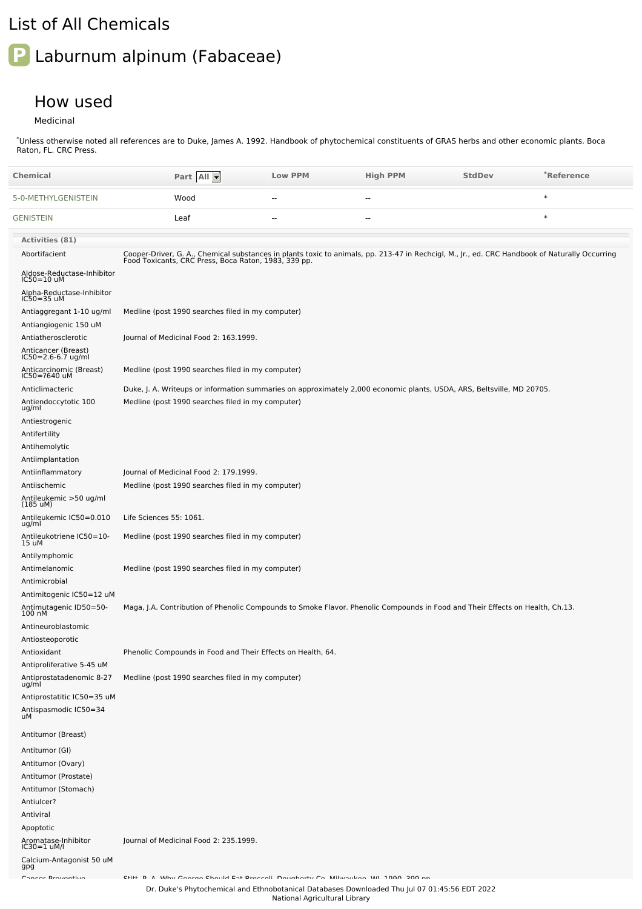# List of All Chemicals

## Laburnum alpinum (Fabaceae)

### How used

Medicinal

*Unless otherwise noted all references are to Duke, James A. 1992. Handbook of phytochemical constituents of GRAS herbs and other economic plants. Boca Raton, FL. CRC Press.

| Chemical | Part | Low PPM | High PPM | StdDev | *Reference |
|---|---|---|---|---|---|
| 5-0-METHYLGENISTEIN | Wood | -- | -- | | * |
| GENISTEIN | Leaf | -- | -- | | * |

**Activities (81)**

| Activity | Reference |
|---|---|
| Abortifacient | Cooper-Driver, G. A., Chemical substances in plants toxic to animals, pp. 213-47 in Rechcigl, M., Jr., ed. CRC Handbook of Naturally Occurring Food Toxicants, CRC Press, Boca Raton, 1983, 339 pp. |
| Aldose-Reductase-Inhibitor IC50=10 uM | |
| Alpha-Reductase-Inhibitor IC50=35 uM | |
| Antiaggregant 1-10 ug/ml | Medline (post 1990 searches filed in my computer) |
| Antiangiogenic 150 uM | |
| Antiatherosclerotic | Journal of Medicinal Food 2: 163.1999. |
| Anticancer (Breast) IC50=2.6-6.7 ug/ml | |
| Anticarcinomic (Breast) IC50=?640 uM | Medline (post 1990 searches filed in my computer) |
| Anticlimacteric | Duke, J. A. Writeups or information summaries on approximately 2,000 economic plants, USDA, ARS, Beltsville, MD 20705. |
| Antiendoccytotic 100 ug/ml | Medline (post 1990 searches filed in my computer) |
| Antiestrogenic | |
| Antifertility | |
| Antihemolytic | |
| Antiimplantation | |
| Antiinflammatory | Journal of Medicinal Food 2: 179.1999. |
| Antiischemic | Medline (post 1990 searches filed in my computer) |
| Antileukemic >50 ug/ml (185 uM) | |
| Antileukemic IC50=0.010 ug/ml | Life Sciences 55: 1061. |
| Antileukotriene IC50=10-15 uM | Medline (post 1990 searches filed in my computer) |
| Antilymphomic | |
| Antimelanomic | Medline (post 1990 searches filed in my computer) |
| Antimicrobial | |
| Antimitogenic IC50=12 uM | |
| Antimutagenic ID50=50-100 nM | Maga, J.A. Contribution of Phenolic Compounds to Smoke Flavor. Phenolic Compounds in Food and Their Effects on Health, Ch.13. |
| Antineuroblastomic | |
| Antiosteoporotic | |
| Antioxidant | Phenolic Compounds in Food and Their Effects on Health, 64. |
| Antiproliferative 5-45 uM | |
| Antiprostatadenomic 8-27 ug/ml | Medline (post 1990 searches filed in my computer) |
| Antiprostatitic IC50=35 uM | |
| Antispasmodic IC50=34 uM | |
| Antitumor (Breast) | |
| Antitumor (GI) | |
| Antitumor (Ovary) | |
| Antitumor (Prostate) | |
| Antitumor (Stomach) | |
| Antiulcer? | |
| Antiviral | |
| Apoptotic | |
| Aromatase-Inhibitor IC30=1 uM/l | Journal of Medicinal Food 2: 235.1999. |
| Calcium-Antagonist 50 uM gpg | |
| Cancer Preventive | Stitt, P. A. Why George Should Eat Broccoli. Dougherty Co, Milwaukee, WI, 1990, 399 pp. |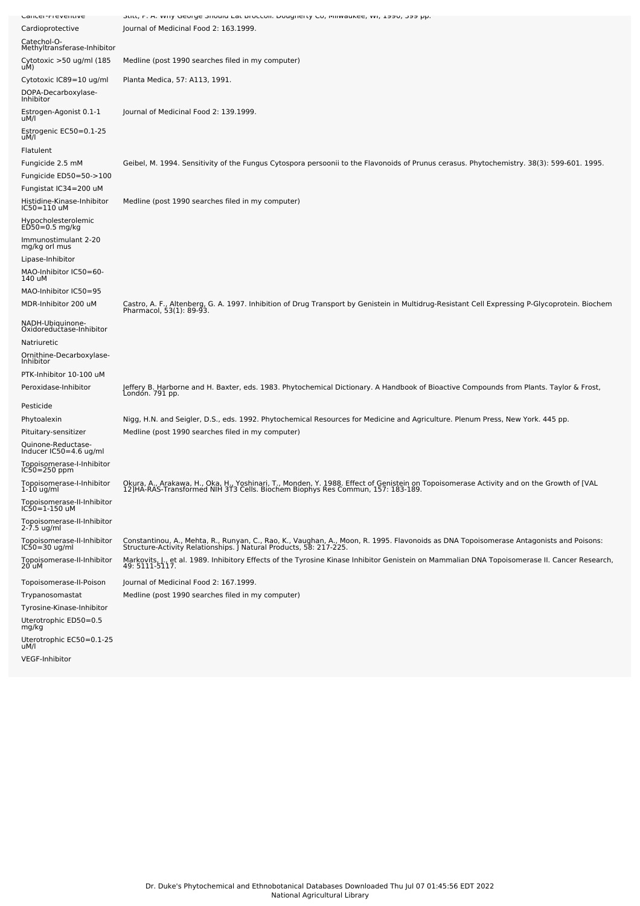| | |
|---|---|
| Cancer-Preventive | Stitt, P. A. Why George Should Eat Broccoli. Dougherty Co, Milwaukee, WI, 1990, 399 pp. |
| Cardioprotective | Journal of Medicinal Food 2: 163.1999. |
| Catechol-O-Methyltransferase-Inhibitor | |
| Cytotoxic >50 ug/ml (185 uM) | Medline (post 1990 searches filed in my computer) |
| Cytotoxic IC89=10 ug/ml | Planta Medica, 57: A113, 1991. |
| DOPA-Decarboxylase-Inhibitor | |
| Estrogen-Agonist 0.1-1 uM/l | Journal of Medicinal Food 2: 139.1999. |
| Estrogenic EC50=0.1-25 uM/l | |
| Flatulent | |
| Fungicide 2.5 mM | Geibel, M. 1994. Sensitivity of the Fungus Cytospora persoonii to the Flavonoids of Prunus cerasus. Phytochemistry. 38(3): 599-601. 1995. |
| Fungicide ED50=50->100 | |
| Fungistat IC34=200 uM | |
| Histidine-Kinase-Inhibitor IC50=110 uM | Medline (post 1990 searches filed in my computer) |
| Hypocholesterolemic ED50=0.5 mg/kg | |
| Immunostimulant 2-20 mg/kg orl mus | |
| Lipase-Inhibitor | |
| MAO-Inhibitor IC50=60-140 uM | |
| MAO-Inhibitor IC50=95 | |
| MDR-Inhibitor 200 uM | Castro, A. F., Altenberg, G. A. 1997. Inhibition of Drug Transport by Genistein in Multidrug-Resistant Cell Expressing P-Glycoprotein. Biochem Pharmacol, 53(1): 89-93. |
| NADH-Ubiquinone-Oxidoreductase-Inhibitor | |
| Natriuretic | |
| Ornithine-Decarboxylase-Inhibitor | |
| PTK-Inhibitor 10-100 uM | |
| Peroxidase-Inhibitor | Jeffery B. Harborne and H. Baxter, eds. 1983. Phytochemical Dictionary. A Handbook of Bioactive Compounds from Plants. Taylor & Frost, London. 791 pp. |
| Pesticide | |
| Phytoalexin | Nigg, H.N. and Seigler, D.S., eds. 1992. Phytochemical Resources for Medicine and Agriculture. Plenum Press, New York. 445 pp. |
| Pituitary-sensitizer | Medline (post 1990 searches filed in my computer) |
| Quinone-Reductase-Inducer IC50=4.6 ug/ml | |
| Topoisomerase-I-Inhibitor IC50=250 ppm | |
| Topoisomerase-I-Inhibitor 1-10 ug/ml | Okura, A., Arakawa, H., Oka, H., Yoshinari, T., Monden, Y. 1988. Effect of Genistein on Topoisomerase Activity and on the Growth of [VAL 12]HA-RAS-Transformed NIH 3T3 Cells. Biochem Biophys Res Commun, 157: 183-189. |
| Topoisomerase-II-Inhibitor IC50=1-150 uM | |
| Topoisomerase-II-Inhibitor 2-7.5 ug/ml | |
| Topoisomerase-II-Inhibitor IC50=30 ug/ml | Constantinou, A., Mehta, R., Runyan, C., Rao, K., Vaughan, A., Moon, R. 1995. Flavonoids as DNA Topoisomerase Antagonists and Poisons: Structure-Activity Relationships. J Natural Products, 58: 217-225. |
| Topoisomerase-II-Inhibitor 20 uM | Markovits, J., et al. 1989. Inhibitory Effects of the Tyrosine Kinase Inhibitor Genistein on Mammalian DNA Topoisomerase II. Cancer Research, 49: 5111-5117. |
| Topoisomerase-II-Poison | Journal of Medicinal Food 2: 167.1999. |
| Trypanosomastat | Medline (post 1990 searches filed in my computer) |
| Tyrosine-Kinase-Inhibitor | |
| Uterotrophic ED50=0.5 mg/kg | |
| Uterotrophic EC50=0.1-25 uM/l | |
| VEGF-Inhibitor | |

Dr. Duke's Phytochemical and Ethnobotanical Databases Downloaded Thu Jul 07 01:45:56 EDT 2022
National Agricultural Library